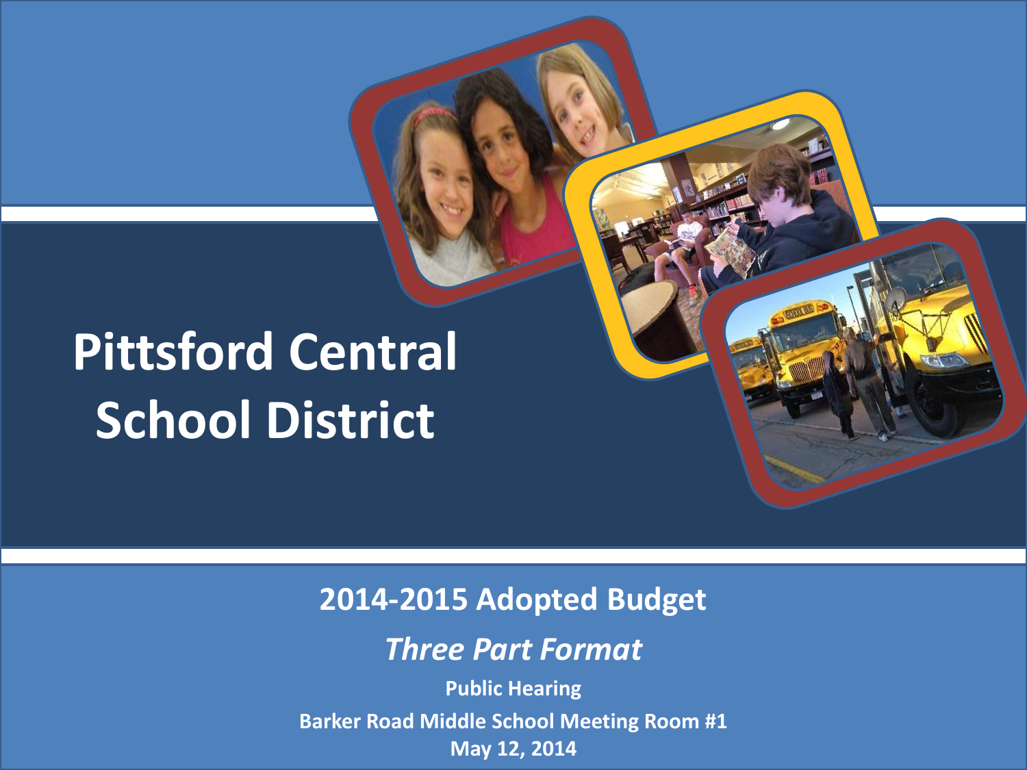# Pittsford Central School District

## 2014-2015 Adopted Budget

*Three Part Format*

**Public Hearing**

**Barker Road Middle School Meeting Room #1**

**May 12, 2014**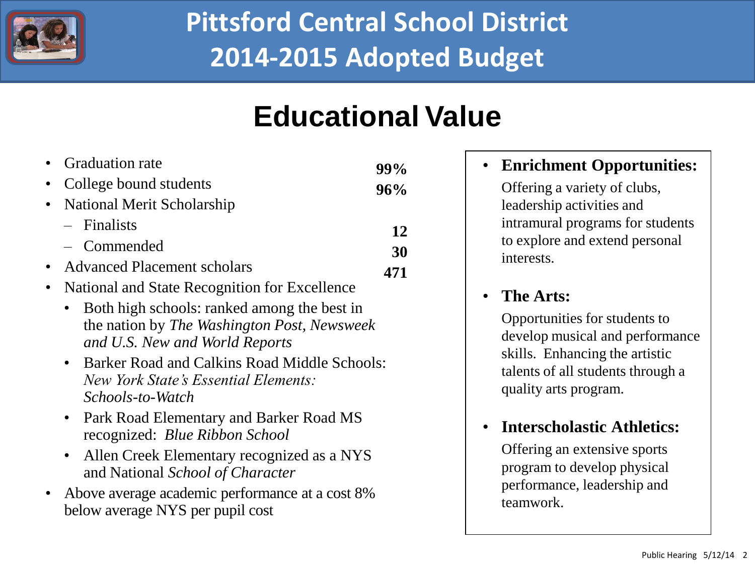# Pittsford Central School District 2014-2015 Adopted Budget

## Educational Value

- Graduation rate **99%**
- College bound students **96%**
- National Merit Scholarship
  - Finalists **12**
  - Commended **30**
- Advanced Placement scholars **471**
- National and State Recognition for Excellence
  - Both high schools: ranked among the best in the nation by *The Washington Post*, *Newsweek and U.S. New and World Reports*
  - Barker Road and Calkins Road Middle Schools: *New York State's Essential Elements: Schools-to-Watch*
  - Park Road Elementary and Barker Road MS recognized: *Blue Ribbon School*
  - Allen Creek Elementary recognized as a NYS and National *School of Character*
- Above average academic performance at a cost 8% below average NYS per pupil cost

- **Enrichment Opportunities:**

  Offering a variety of clubs, leadership activities and intramural programs for students to explore and extend personal interests.

- **The Arts:**

  Opportunities for students to develop musical and performance skills. Enhancing the artistic talents of all students through a quality arts program.

- **Interscholastic Athletics:**

  Offering an extensive sports program to develop physical performance, leadership and teamwork.

Public Hearing 5/12/14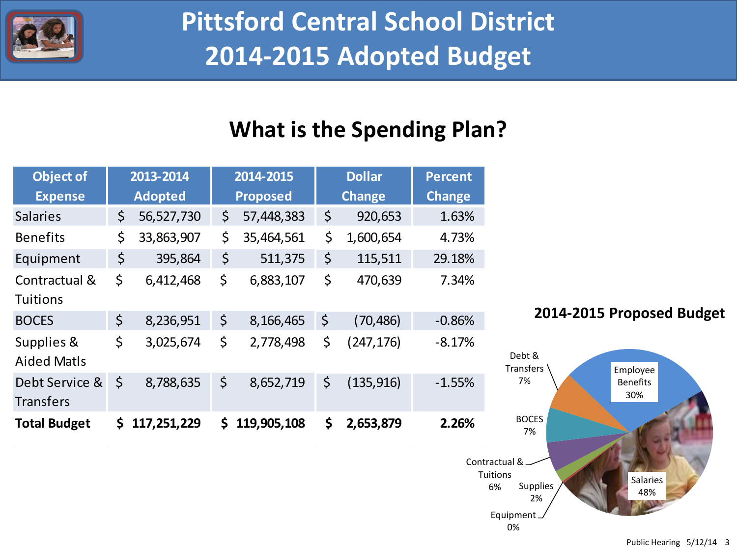# Pittsford Central School District
# 2014-2015 Adopted Budget

## What is the Spending Plan?

| Object of Expense | 2013-2014 Adopted | 2014-2015 Proposed | Dollar Change | Percent Change |
|---|---|---|---|---|
| Salaries | $ 56,527,730 | $ 57,448,383 | $ 920,653 | 1.63% |
| Benefits | $ 33,863,907 | $ 35,464,561 | $ 1,600,654 | 4.73% |
| Equipment | $ 395,864 | $ 511,375 | $ 115,511 | 29.18% |
| Contractual & Tuitions | $ 6,412,468 | $ 6,883,107 | $ 470,639 | 7.34% |
| BOCES | $ 8,236,951 | $ 8,166,465 | $ (70,486) | -0.86% |
| Supplies & Aided Matls | $ 3,025,674 | $ 2,778,498 | $ (247,176) | -8.17% |
| Debt Service & Transfers | $ 8,788,635 | $ 8,652,719 | $ (135,916) | -1.55% |
| **Total Budget** | **$ 117,251,229** | **$ 119,905,108** | **$ 2,653,879** | **2.26%** |

**2014-2015 Proposed Budget**

- Employee Benefits 30%
- Salaries 48%
- Equipment 0%
- Supplies 2%
- Contractual & Tuitions 6%
- BOCES 7%
- Debt & Transfers 7%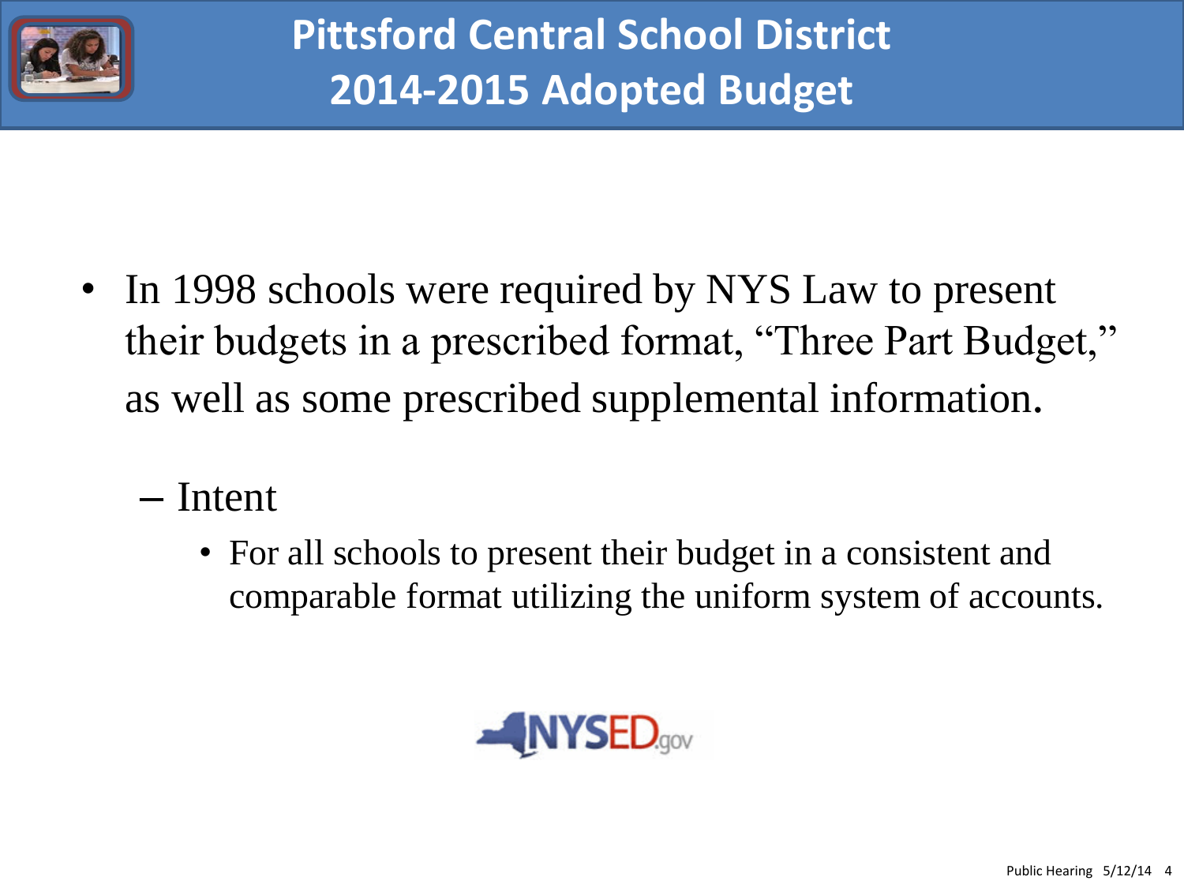# Pittsford Central School District 2014-2015 Adopted Budget

- In 1998 schools were required by NYS Law to present their budgets in a prescribed format, "Three Part Budget," as well as some prescribed supplemental information.
  - Intent
    - For all schools to present their budget in a consistent and comparable format utilizing the uniform system of accounts.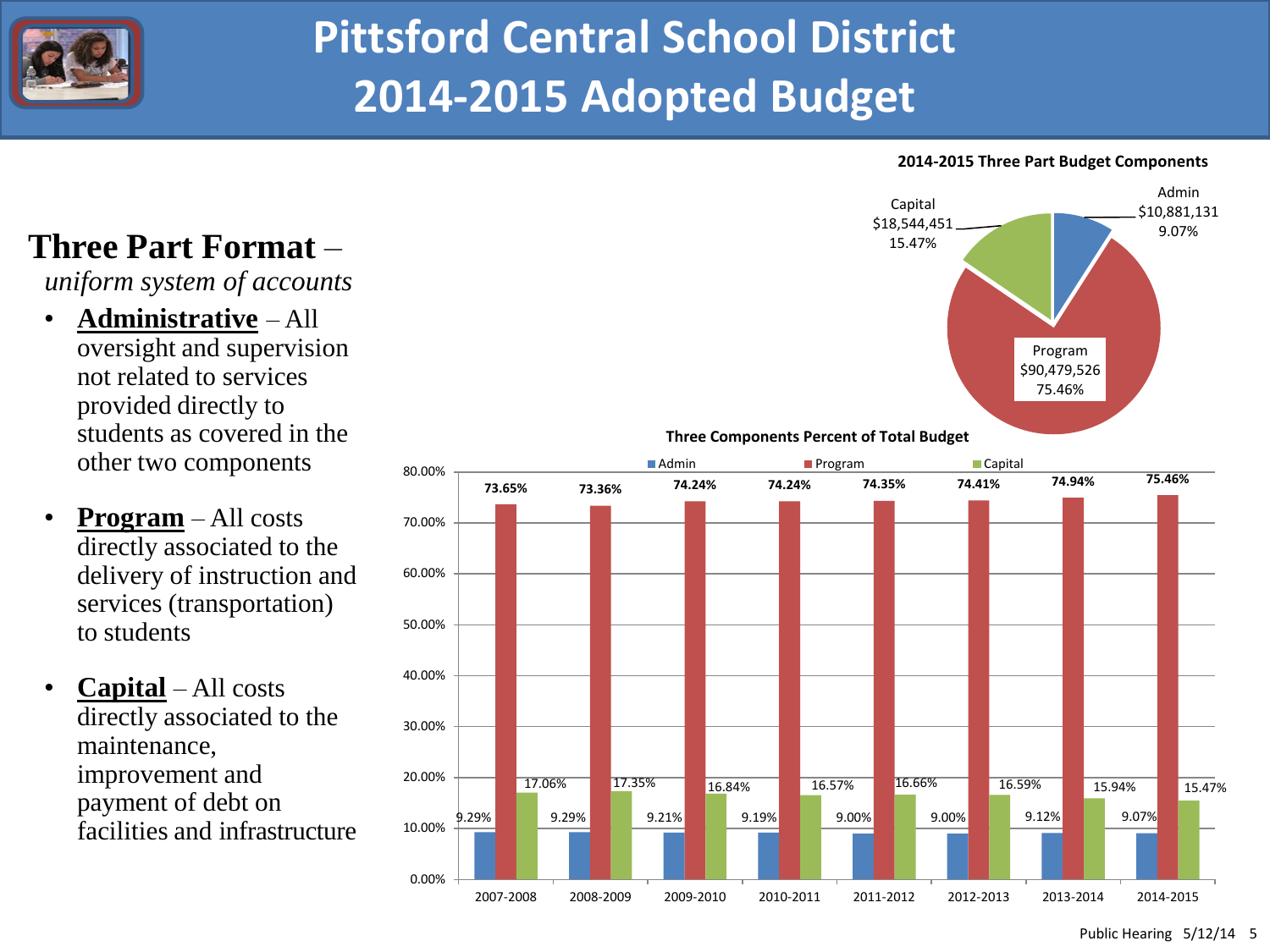# Pittsford Central School District 2014-2015 Adopted Budget

**Three Part Format** – *uniform system of accounts*

- **Administrative** – All oversight and supervision not related to services provided directly to students as covered in the other two components
- **Program** – All costs directly associated to the delivery of instruction and services (transportation) to students
- **Capital** – All costs directly associated to the maintenance, improvement and payment of debt on facilities and infrastructure

**2014-2015 Three Part Budget Components**

| Component | Amount | Percent |
|---|---|---|
| Admin | $10,881,131 | 9.07% |
| Program | $90,479,526 | 75.46% |
| Capital | $18,544,451 | 15.47% |

**Three Components Percent of Total Budget**

| Year | Admin | Program | Capital |
|---|---|---|---|
| 2007-2008 | 9.29% | 73.65% | 17.06% |
| 2008-2009 | 9.29% | 73.36% | 17.35% |
| 2009-2010 | 9.21% | 74.24% | 16.84% |
| 2010-2011 | 9.19% | 74.24% | 16.57% |
| 2011-2012 | 9.00% | 74.35% | 16.66% |
| 2012-2013 | 9.00% | 74.41% | 16.59% |
| 2013-2014 | 9.12% | 74.94% | 15.94% |
| 2014-2015 | 9.07% | 75.46% | 15.47% |

Public Hearing 5/12/14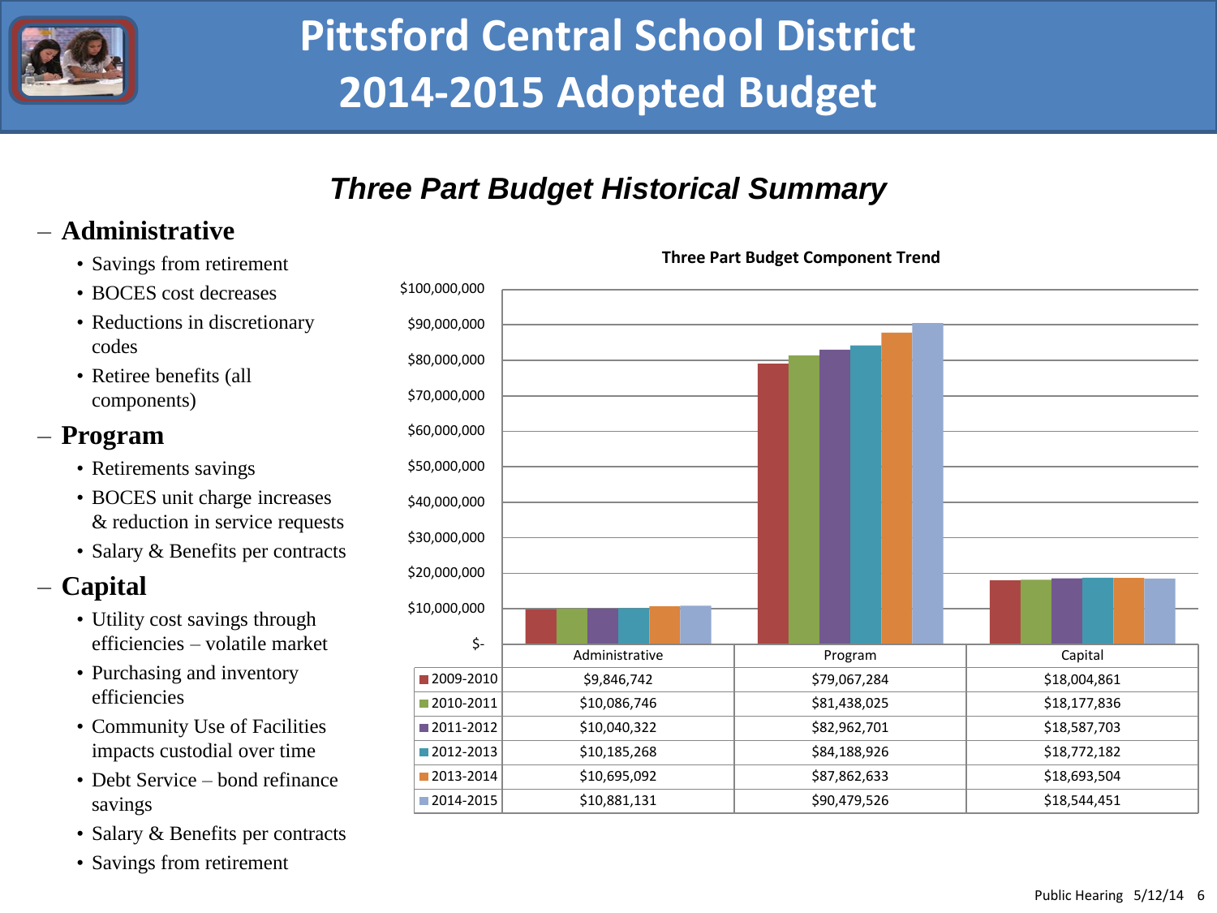# Pittsford Central School District 2014-2015 Adopted Budget

## *Three Part Budget Historical Summary*

### Administrative

- Savings from retirement
- BOCES cost decreases
- Reductions in discretionary codes
- Retiree benefits (all components)

### Program

- Retirements savings
- BOCES unit charge increases & reduction in service requests
- Salary & Benefits per contracts

### Capital

- Utility cost savings through efficiencies – volatile market
- Purchasing and inventory efficiencies
- Community Use of Facilities impacts custodial over time
- Debt Service – bond refinance savings
- Salary & Benefits per contracts
- Savings from retirement

**Three Part Budget Component Trend**

| | Administrative | Program | Capital |
|---|---|---|---|
| 2009-2010 | $9,846,742 | $79,067,284 | $18,004,861 |
| 2010-2011 | $10,086,746 | $81,438,025 | $18,177,836 |
| 2011-2012 | $10,040,322 | $82,962,701 | $18,587,703 |
| 2012-2013 | $10,185,268 | $84,188,926 | $18,772,182 |
| 2013-2014 | $10,695,092 | $87,862,633 | $18,693,504 |
| 2014-2015 | $10,881,131 | $90,479,526 | $18,544,451 |

Public Hearing 5/12/14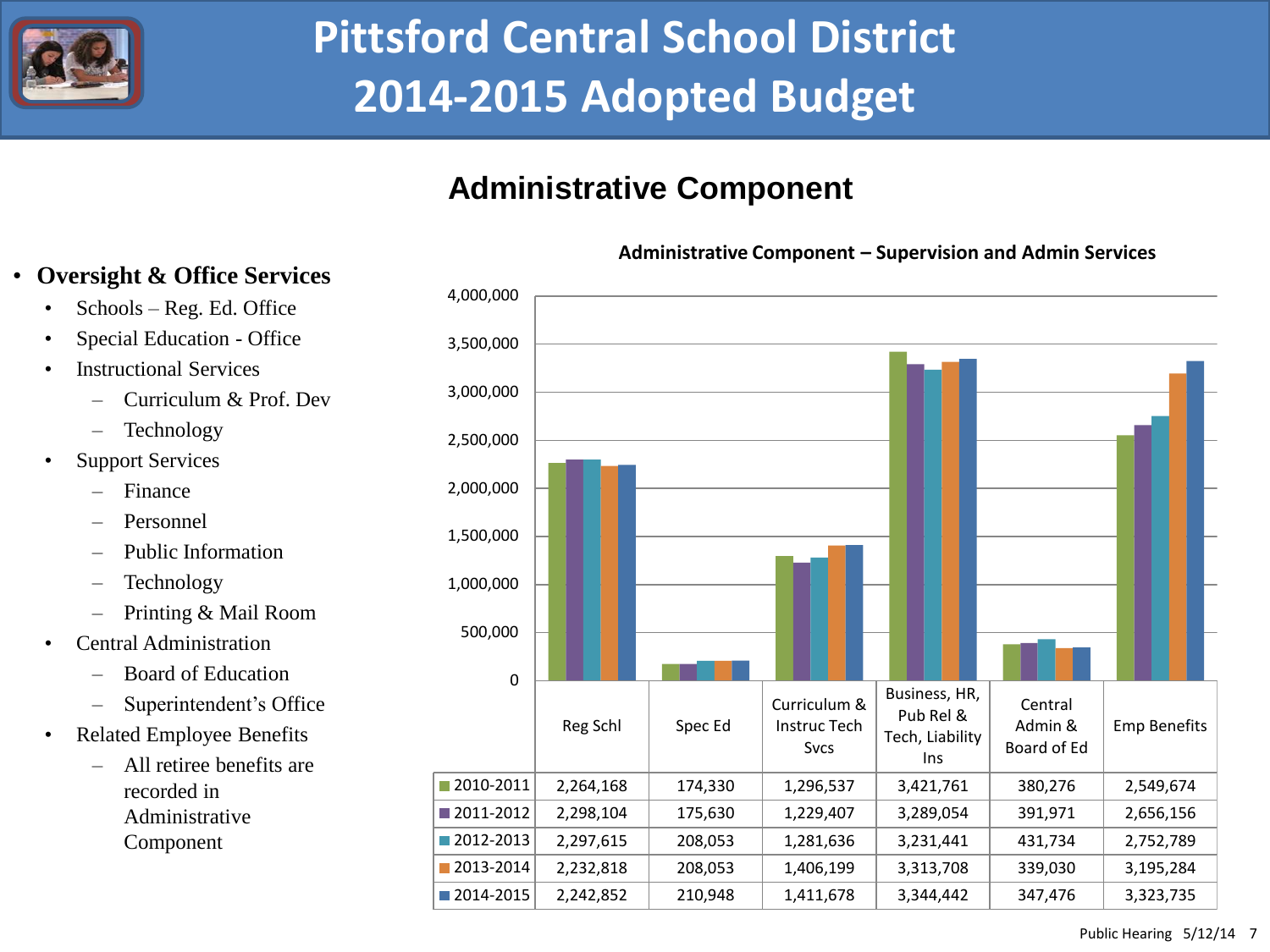# Pittsford Central School District
# 2014-2015 Adopted Budget

## Administrative Component

- **Oversight & Office Services**
  - Schools – Reg. Ed. Office
  - Special Education - Office
  - Instructional Services
    - Curriculum & Prof. Dev
    - Technology
  - Support Services
    - Finance
    - Personnel
    - Public Information
    - Technology
    - Printing & Mail Room
  - Central Administration
    - Board of Education
    - Superintendent's Office
  - Related Employee Benefits
    - All retiree benefits are recorded in Administrative Component

**Administrative Component – Supervision and Admin Services**

| | Reg Schl | Spec Ed | Curriculum & Instruc Tech Svcs | Business, HR, Pub Rel & Tech, Liability Ins | Central Admin & Board of Ed | Emp Benefits |
|---|---|---|---|---|---|---|
| 2010-2011 | 2,264,168 | 174,330 | 1,296,537 | 3,421,761 | 380,276 | 2,549,674 |
| 2011-2012 | 2,298,104 | 175,630 | 1,229,407 | 3,289,054 | 391,971 | 2,656,156 |
| 2012-2013 | 2,297,615 | 208,053 | 1,281,636 | 3,231,441 | 431,734 | 2,752,789 |
| 2013-2014 | 2,232,818 | 208,053 | 1,406,199 | 3,313,708 | 339,030 | 3,195,284 |
| 2014-2015 | 2,242,852 | 210,948 | 1,411,678 | 3,344,442 | 347,476 | 3,323,735 |

Public Hearing 5/12/14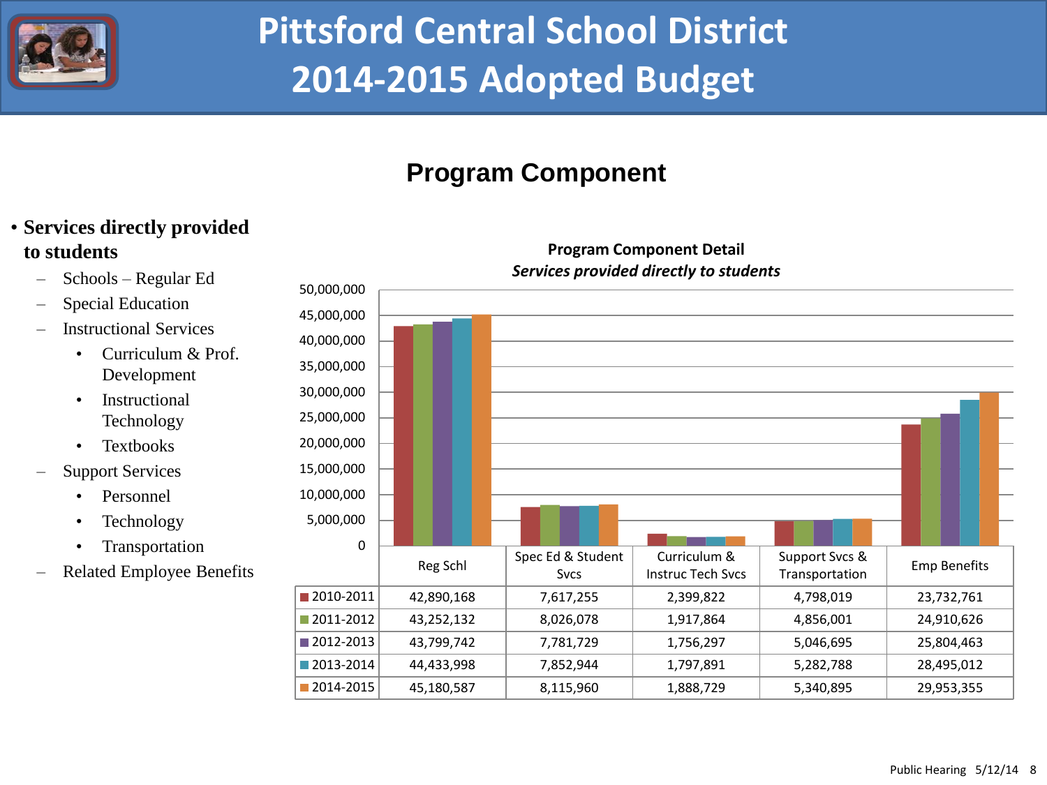# Pittsford Central School District
# 2014-2015 Adopted Budget

## Program Component

- **Services directly provided to students**
  - Schools – Regular Ed
  - Special Education
  - Instructional Services
    - Curriculum & Prof. Development
    - Instructional Technology
    - Textbooks
  - Support Services
    - Personnel
    - Technology
    - Transportation
  - Related Employee Benefits

**Program Component Detail**
*Services provided directly to students*

| | Reg Schl | Spec Ed & Student Svcs | Curriculum & Instruc Tech Svcs | Support Svcs & Transportation | Emp Benefits |
|---|---|---|---|---|---|
| 2010-2011 | 42,890,168 | 7,617,255 | 2,399,822 | 4,798,019 | 23,732,761 |
| 2011-2012 | 43,252,132 | 8,026,078 | 1,917,864 | 4,856,001 | 24,910,626 |
| 2012-2013 | 43,799,742 | 7,781,729 | 1,756,297 | 5,046,695 | 25,804,463 |
| 2013-2014 | 44,433,998 | 7,852,944 | 1,797,891 | 5,282,788 | 28,495,012 |
| 2014-2015 | 45,180,587 | 8,115,960 | 1,888,729 | 5,340,895 | 29,953,355 |

Public Hearing 5/12/14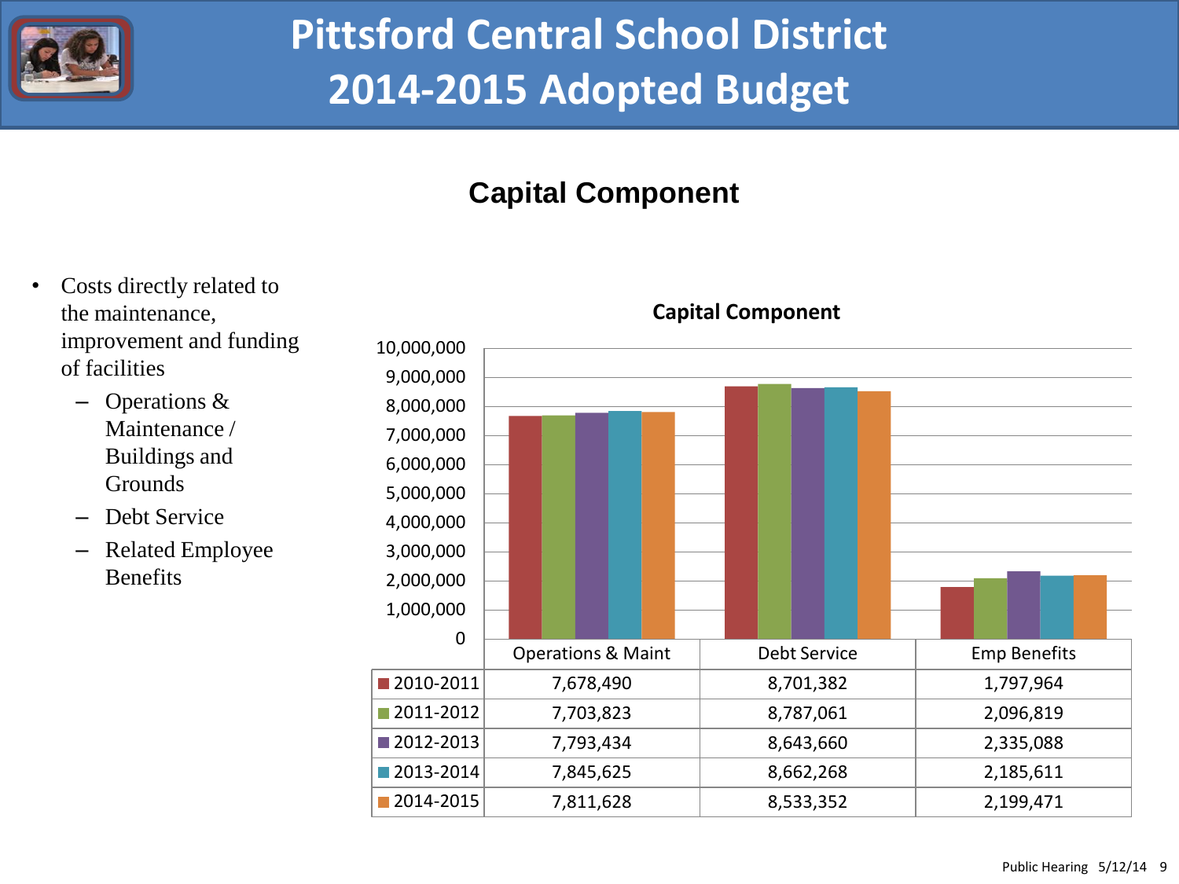# Pittsford Central School District
# 2014-2015 Adopted Budget

## Capital Component

- Costs directly related to the maintenance, improvement and funding of facilities
  - Operations & Maintenance / Buildings and Grounds
  - Debt Service
  - Related Employee Benefits

**Capital Component**

| | Operations & Maint | Debt Service | Emp Benefits |
|---|---|---|---|
| 2010-2011 | 7,678,490 | 8,701,382 | 1,797,964 |
| 2011-2012 | 7,703,823 | 8,787,061 | 2,096,819 |
| 2012-2013 | 7,793,434 | 8,643,660 | 2,335,088 |
| 2013-2014 | 7,845,625 | 8,662,268 | 2,185,611 |
| 2014-2015 | 7,811,628 | 8,533,352 | 2,199,471 |

Public Hearing 5/12/14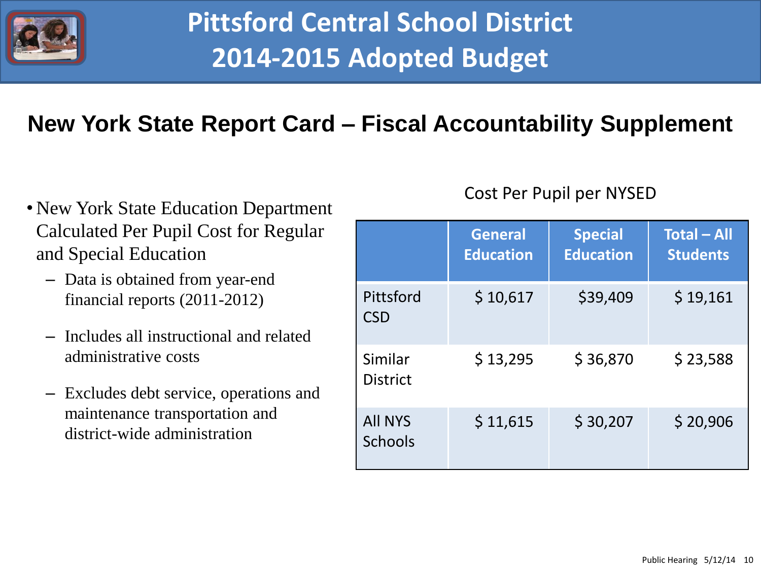# Pittsford Central School District
# 2014-2015 Adopted Budget

## New York State Report Card – Fiscal Accountability Supplement

- New York State Education Department Calculated Per Pupil Cost for Regular and Special Education
  - Data is obtained from year-end financial reports (2011-2012)
  - Includes all instructional and related administrative costs
  - Excludes debt service, operations and maintenance transportation and district-wide administration

Cost Per Pupil per NYSED

| | General Education | Special Education | Total – All Students |
|---|---|---|---|
| Pittsford CSD | $ 10,617 | $39,409 | $ 19,161 |
| Similar District | $ 13,295 | $ 36,870 | $ 23,588 |
| All NYS Schools | $ 11,615 | $ 30,207 | $ 20,906 |

Public Hearing 5/12/14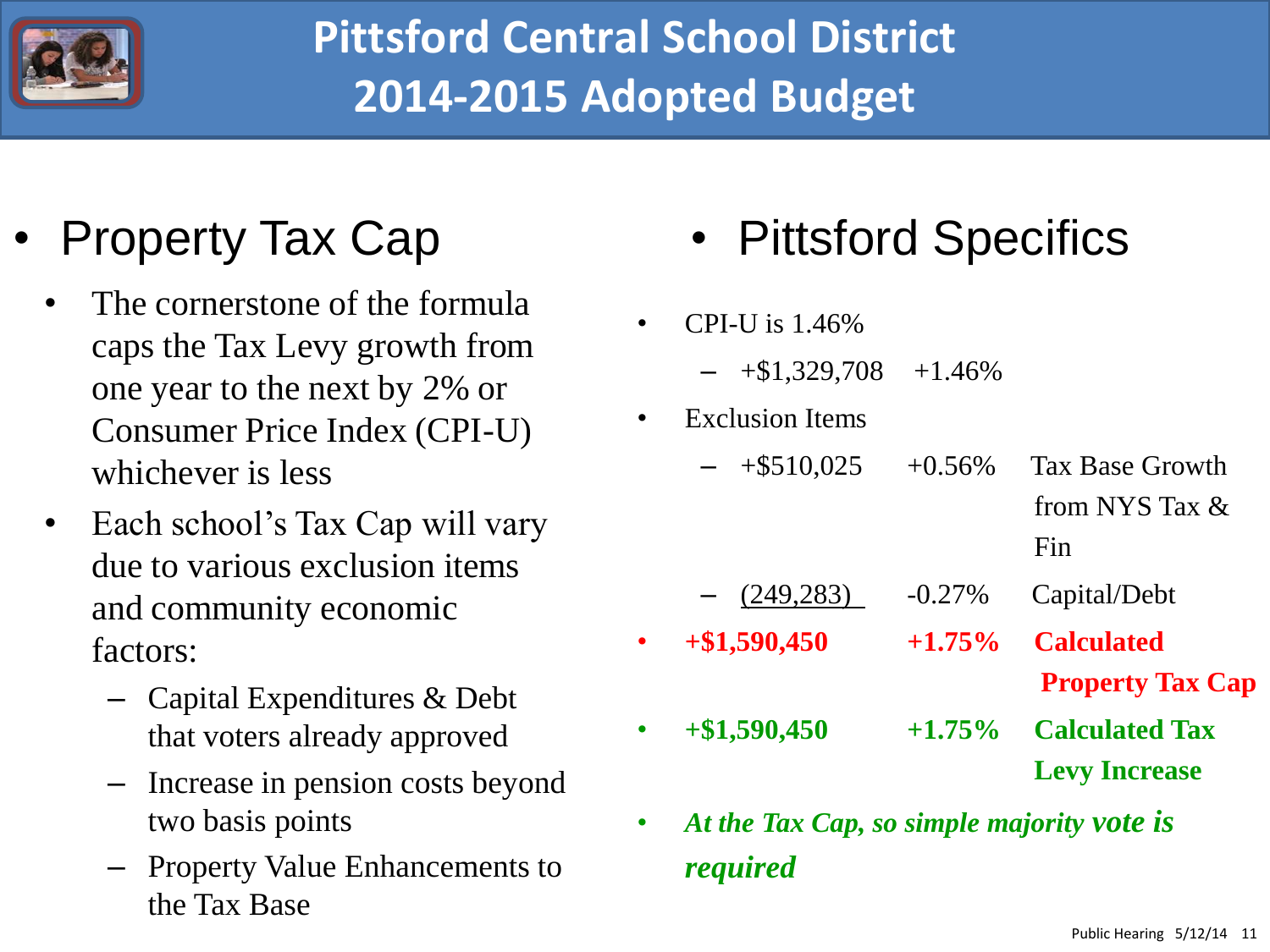# Pittsford Central School District
# 2014-2015 Adopted Budget

- ## Property Tax Cap
  - The cornerstone of the formula caps the Tax Levy growth from one year to the next by 2% or Consumer Price Index (CPI-U) whichever is less
  - Each school's Tax Cap will vary due to various exclusion items and community economic factors:
    - Capital Expenditures & Debt that voters already approved
    - Increase in pension costs beyond two basis points
    - Property Value Enhancements to the Tax Base

- ## Pittsford Specifics
  - CPI-U is 1.46%
    - +$1,329,708 +1.46%
  - Exclusion Items
    - +$510,025 +0.56% Tax Base Growth from NYS Tax & Fin
    - (249,283) -0.27% Capital/Debt
  - **+$1,590,450 +1.75% Calculated Property Tax Cap**
  - **+$1,590,450 +1.75% Calculated Tax Levy Increase**
  - ***At the Tax Cap, so simple majority vote is required***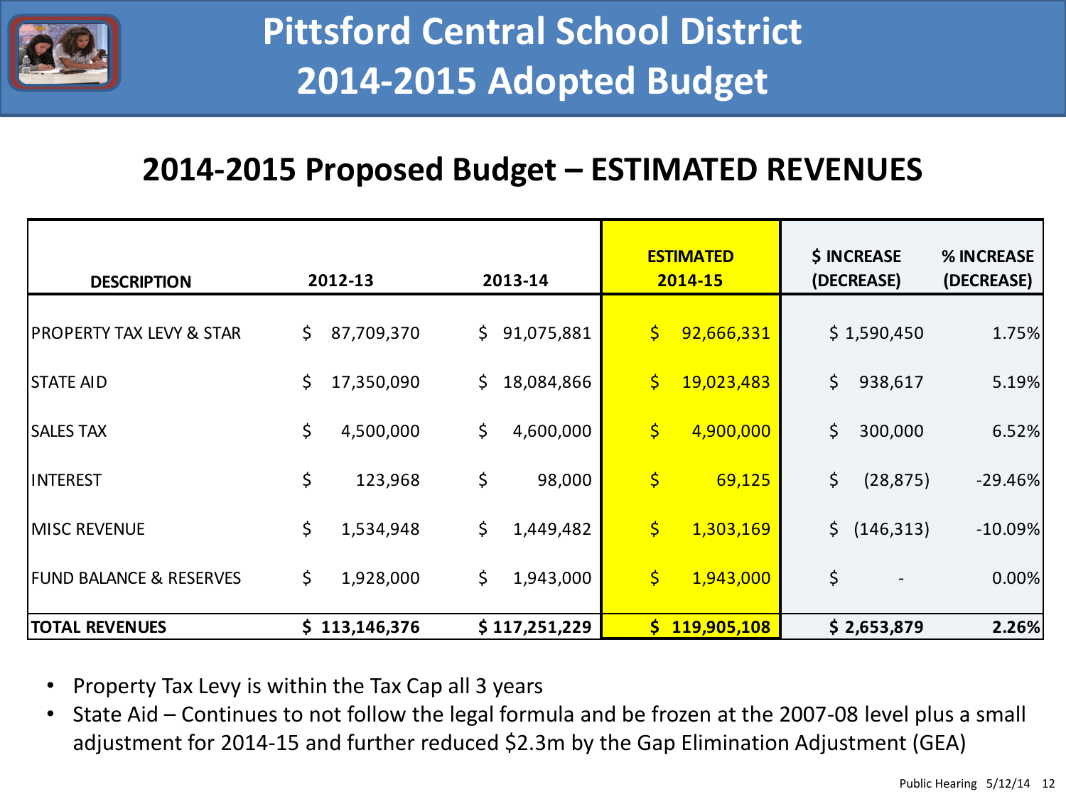# Pittsford Central School District 2014-2015 Adopted Budget

## 2014-2015 Proposed Budget – ESTIMATED REVENUES

| DESCRIPTION | 2012-13 | 2013-14 | ESTIMATED 2014-15 | $ INCREASE (DECREASE) | % INCREASE (DECREASE) |
|---|---|---|---|---|---|
| PROPERTY TAX LEVY & STAR | $ 87,709,370 | $ 91,075,881 | $ 92,666,331 | $ 1,590,450 | 1.75% |
| STATE AID | $ 17,350,090 | $ 18,084,866 | $ 19,023,483 | $ 938,617 | 5.19% |
| SALES TAX | $ 4,500,000 | $ 4,600,000 | $ 4,900,000 | $ 300,000 | 6.52% |
| INTEREST | $ 123,968 | $ 98,000 | $ 69,125 | $ (28,875) | -29.46% |
| MISC REVENUE | $ 1,534,948 | $ 1,449,482 | $ 1,303,169 | $ (146,313) | -10.09% |
| FUND BALANCE & RESERVES | $ 1,928,000 | $ 1,943,000 | $ 1,943,000 | $ - | 0.00% |
| **TOTAL REVENUES** | **$ 113,146,376** | **$ 117,251,229** | **$ 119,905,108** | **$ 2,653,879** | **2.26%** |

- Property Tax Levy is within the Tax Cap all 3 years
- State Aid – Continues to not follow the legal formula and be frozen at the 2007-08 level plus a small adjustment for 2014-15 and further reduced $2.3m by the Gap Elimination Adjustment (GEA)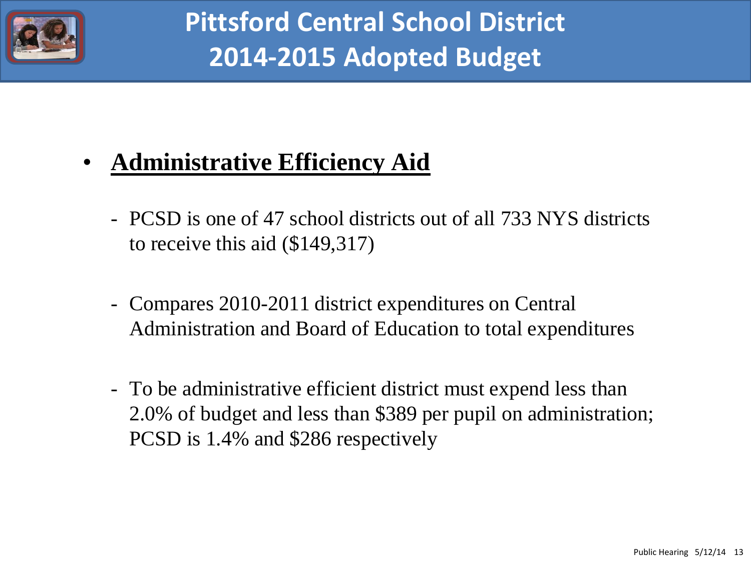# Pittsford Central School District
# 2014-2015 Adopted Budget

- **Administrative Efficiency Aid**

  - PCSD is one of 47 school districts out of all 733 NYS districts to receive this aid ($149,317)

  - Compares 2010-2011 district expenditures on Central Administration and Board of Education to total expenditures

  - To be administrative efficient district must expend less than 2.0% of budget and less than $389 per pupil on administration; PCSD is 1.4% and $286 respectively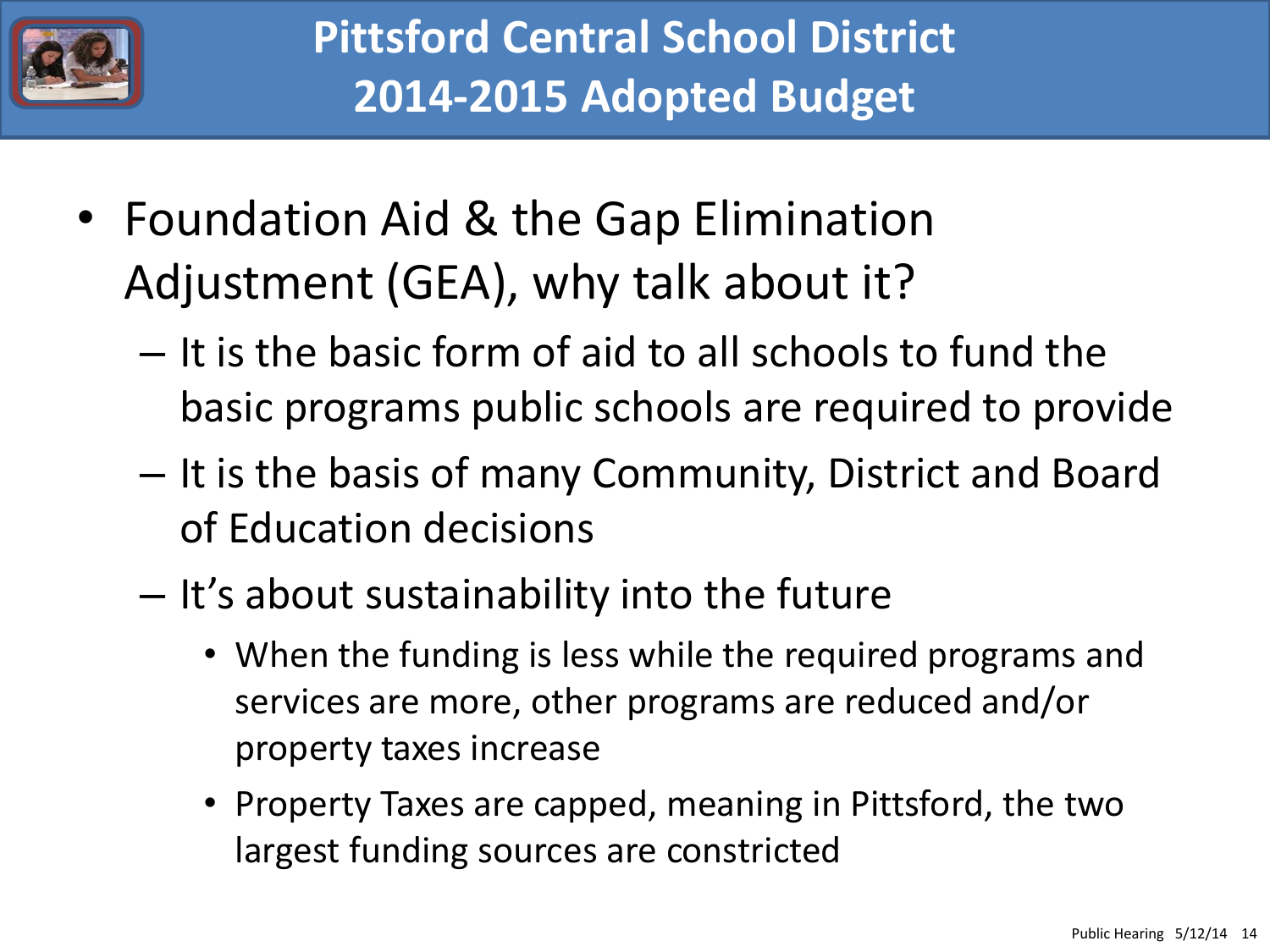# Pittsford Central School District 2014-2015 Adopted Budget

- Foundation Aid & the Gap Elimination Adjustment (GEA), why talk about it?
  - It is the basic form of aid to all schools to fund the basic programs public schools are required to provide
  - It is the basis of many Community, District and Board of Education decisions
  - It's about sustainability into the future
    - When the funding is less while the required programs and services are more, other programs are reduced and/or property taxes increase
    - Property Taxes are capped, meaning in Pittsford, the two largest funding sources are constricted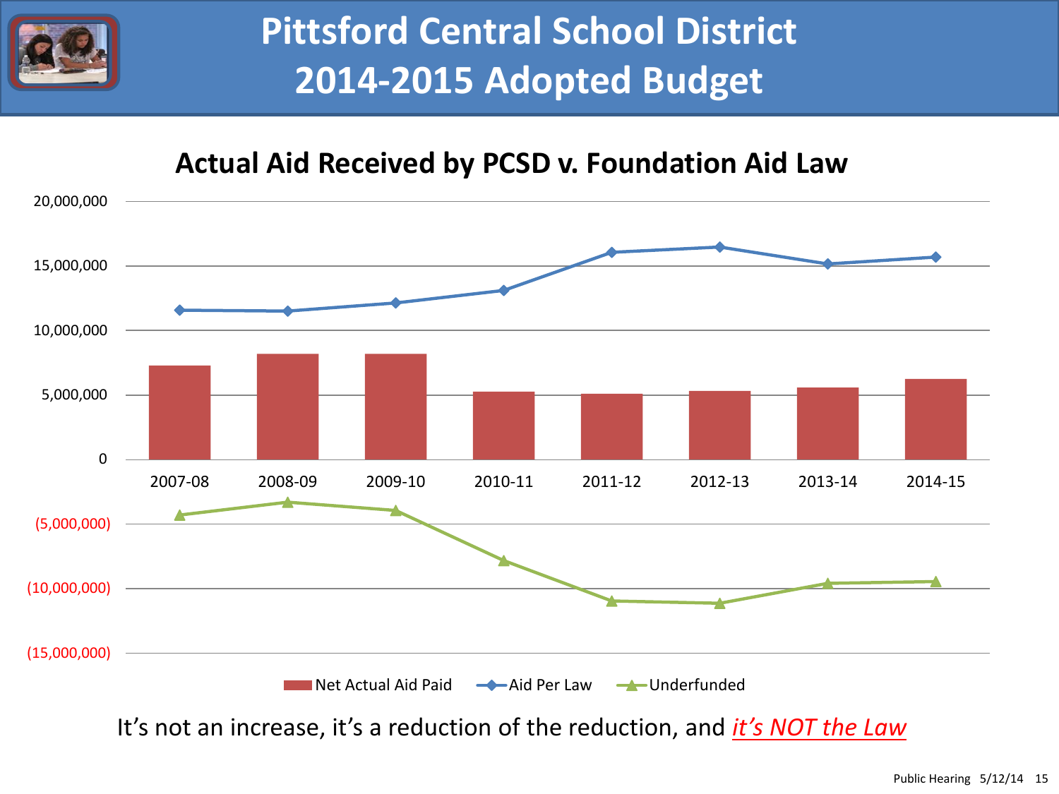# Pittsford Central School District
# 2014-2015 Adopted Budget

## Actual Aid Received by PCSD v. Foundation Aid Law

Net Actual Aid Paid — Aid Per Law — Underfunded

2007-08, 2008-09, 2009-10, 2010-11, 2011-12, 2012-13, 2013-14, 2014-15

20,000,000; 15,000,000; 10,000,000; 5,000,000; 0; (5,000,000); (10,000,000); (15,000,000)

It's not an increase, it's a reduction of the reduction, and *it's NOT the Law*

Public Hearing 5/12/14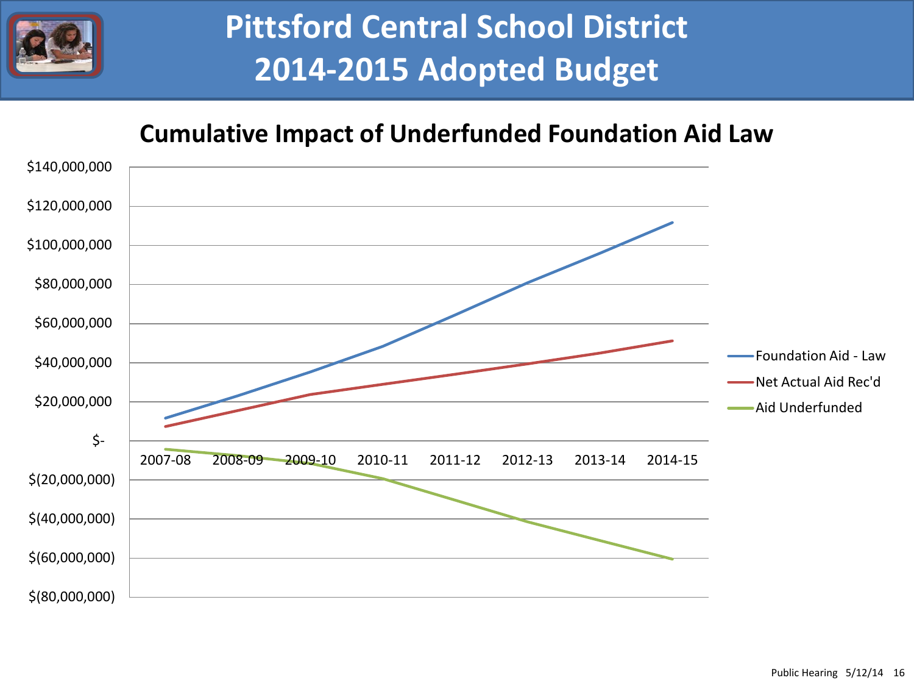# Pittsford Central School District
# 2014-2015 Adopted Budget

## Cumulative Impact of Underfunded Foundation Aid Law

$140,000,000
$120,000,000
$100,000,000
$80,000,000
$60,000,000
$40,000,000
$20,000,000
$-
$(20,000,000)
$(40,000,000)
$(60,000,000)
$(80,000,000)

2007-08 2008-09 2009-10 2010-11 2011-12 2012-13 2013-14 2014-15

- Foundation Aid - Law
- Net Actual Aid Rec'd
- Aid Underfunded

Public Hearing 5/12/14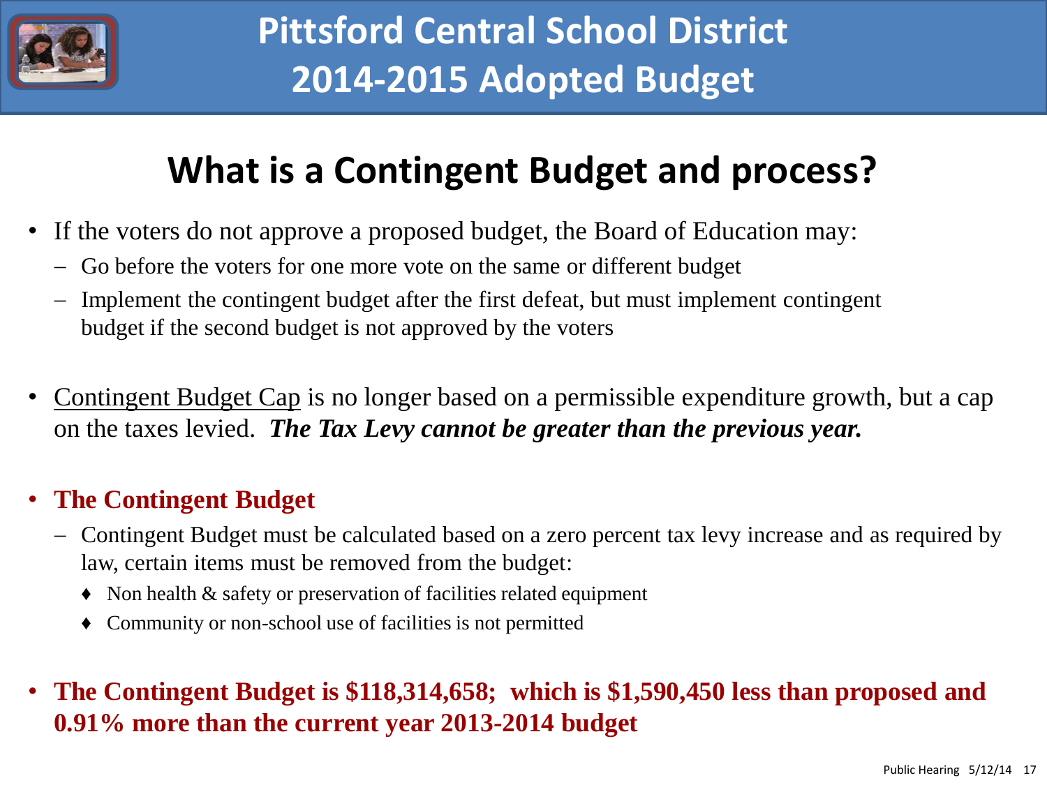# Pittsford Central School District 2014-2015 Adopted Budget

## What is a Contingent Budget and process?

- If the voters do not approve a proposed budget, the Board of Education may:
  - Go before the voters for one more vote on the same or different budget
  - Implement the contingent budget after the first defeat, but must implement contingent budget if the second budget is not approved by the voters

- <u>Contingent Budget Cap</u> is no longer based on a permissible expenditure growth, but a cap on the taxes levied. ***The Tax Levy cannot be greater than the previous year.***

- **The Contingent Budget**
  - Contingent Budget must be calculated based on a zero percent tax levy increase and as required by law, certain items must be removed from the budget:
    - ♦ Non health & safety or preservation of facilities related equipment
    - ♦ Community or non-school use of facilities is not permitted

- **The Contingent Budget is $118,314,658; which is $1,590,450 less than proposed and 0.91% more than the current year 2013-2014 budget**

Public Hearing 5/12/14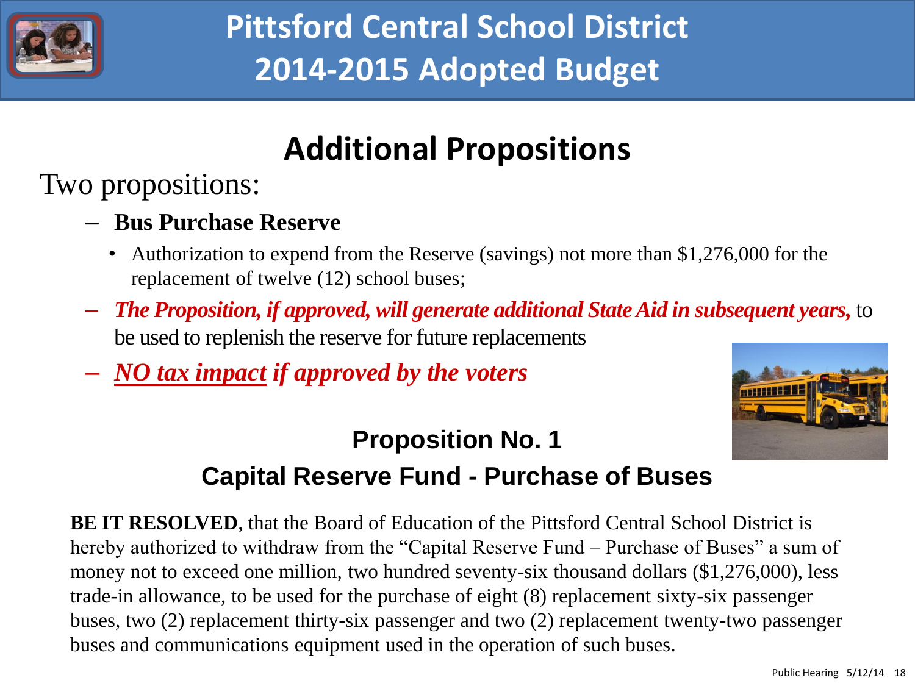# Pittsford Central School District 2014-2015 Adopted Budget

## Additional Propositions

Two propositions:

- **Bus Purchase Reserve**
  - Authorization to expend from the Reserve (savings) not more than $1,276,000 for the replacement of twelve (12) school buses;
- ***The Proposition, if approved, will generate additional State Aid in subsequent years,*** to be used to replenish the reserve for future replacements
- ***NO tax impact if approved by the voters***

### Proposition No. 1

### Capital Reserve Fund - Purchase of Buses

**BE IT RESOLVED**, that the Board of Education of the Pittsford Central School District is hereby authorized to withdraw from the “Capital Reserve Fund – Purchase of Buses” a sum of money not to exceed one million, two hundred seventy-six thousand dollars ($1,276,000), less trade-in allowance, to be used for the purchase of eight (8) replacement sixty-six passenger buses, two (2) replacement thirty-six passenger and two (2) replacement twenty-two passenger buses and communications equipment used in the operation of such buses.

Public Hearing 5/12/14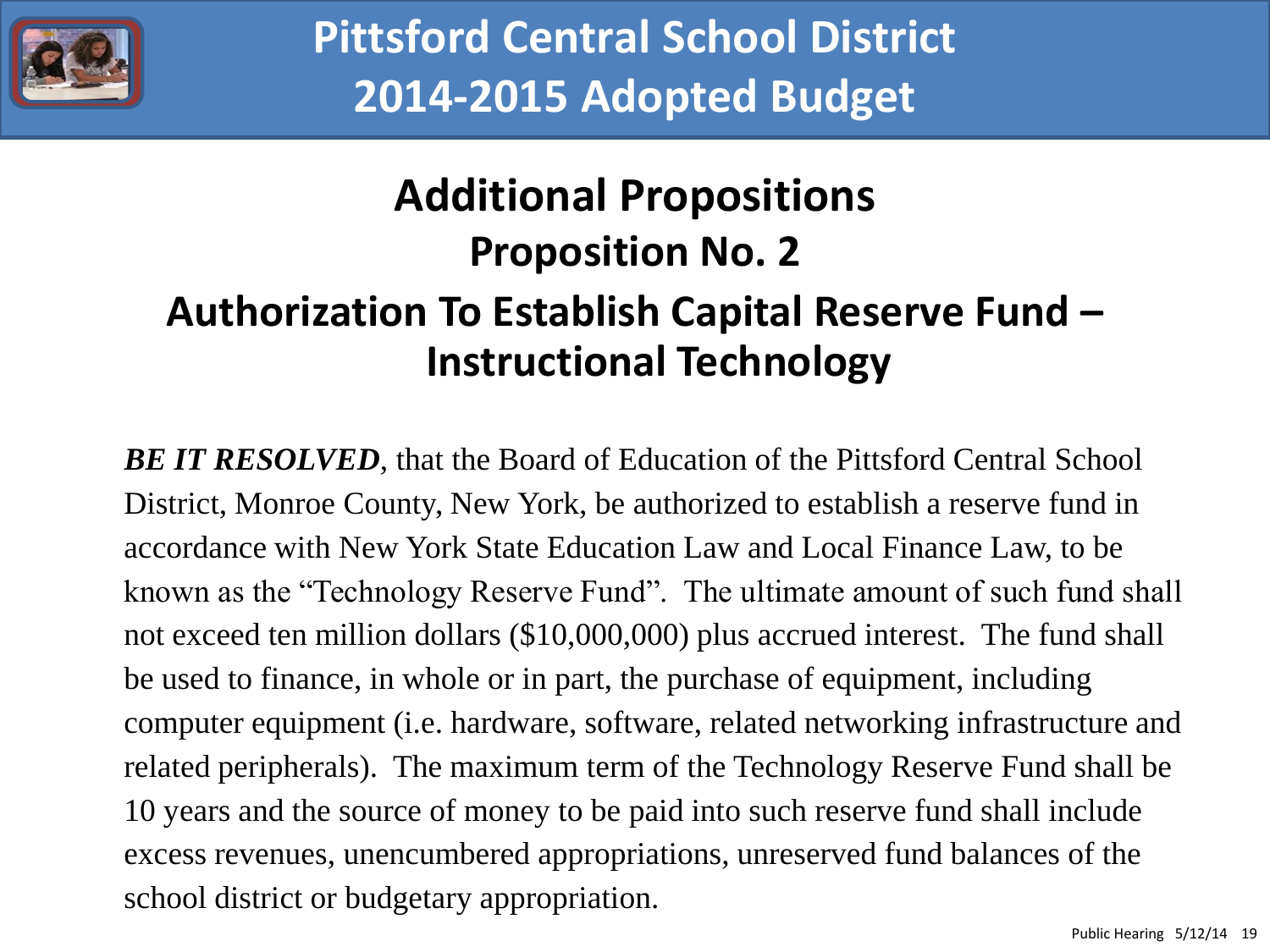# Pittsford Central School District 2014-2015 Adopted Budget

## Additional Propositions

## Proposition No. 2

## Authorization To Establish Capital Reserve Fund – Instructional Technology

***BE IT RESOLVED***, that the Board of Education of the Pittsford Central School District, Monroe County, New York, be authorized to establish a reserve fund in accordance with New York State Education Law and Local Finance Law, to be known as the "Technology Reserve Fund". The ultimate amount of such fund shall not exceed ten million dollars ($10,000,000) plus accrued interest. The fund shall be used to finance, in whole or in part, the purchase of equipment, including computer equipment (i.e. hardware, software, related networking infrastructure and related peripherals). The maximum term of the Technology Reserve Fund shall be 10 years and the source of money to be paid into such reserve fund shall include excess revenues, unencumbered appropriations, unreserved fund balances of the school district or budgetary appropriation.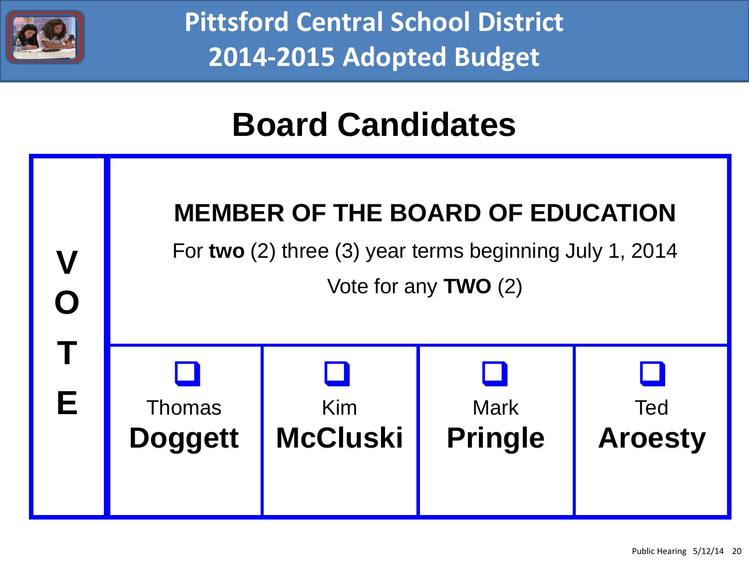# Pittsford Central School District
# 2014-2015 Adopted Budget

## Board Candidates

| VOTE | MEMBER OF THE BOARD OF EDUCATION<br>For **two** (2) three (3) year terms beginning July 1, 2014<br>Vote for any **TWO** (2) | | | |
|---|---|---|---|---|
| | ❑ Thomas **Doggett** | ❑ Kim **McCluski** | ❑ Mark **Pringle** | ❑ Ted **Aroesty** |

Public Hearing 5/12/14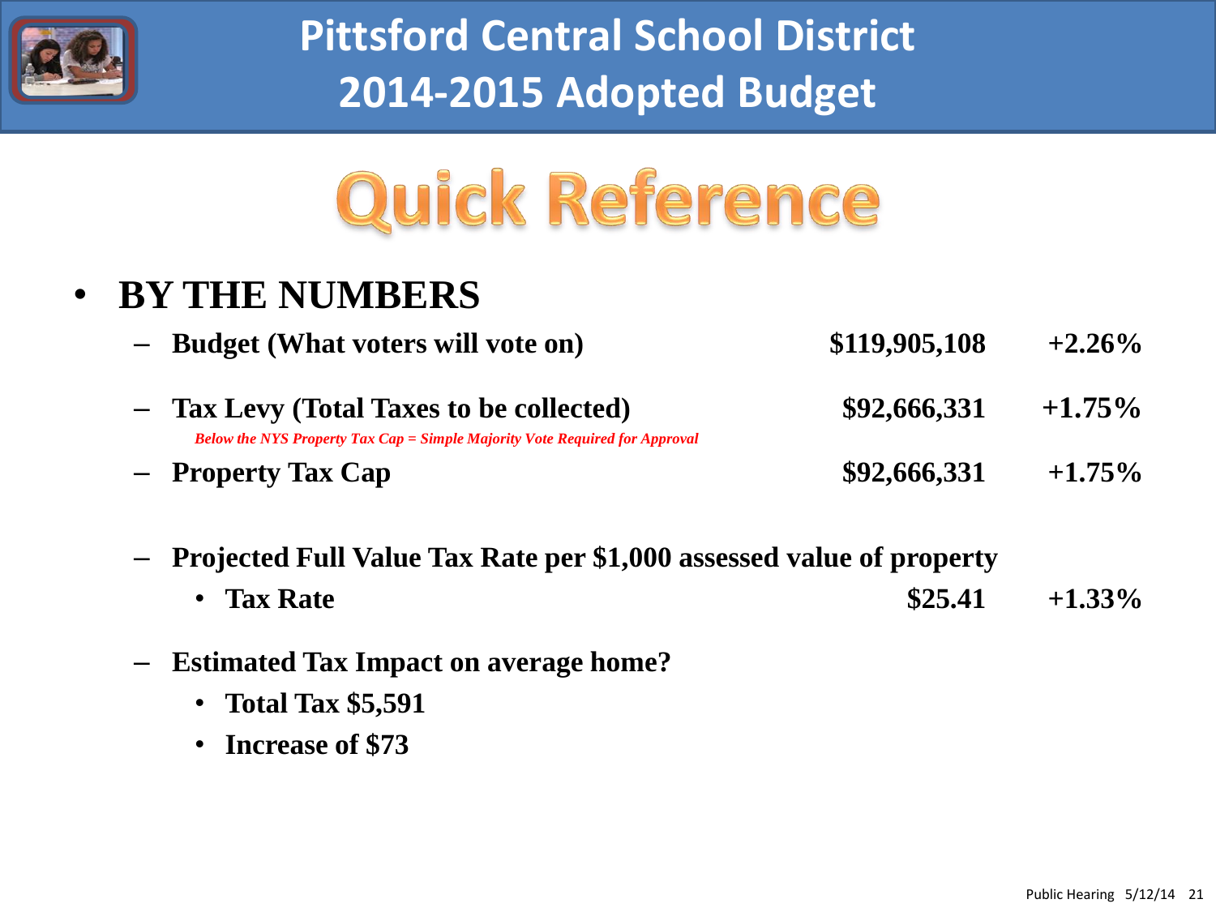# Pittsford Central School District 2014-2015 Adopted Budget

## Quick Reference

- **BY THE NUMBERS**
  - **Budget (What voters will vote on)** **$119,905,108** **+2.26%**
  - **Tax Levy (Total Taxes to be collected)** **$92,666,331** **+1.75%**
    
    ***Below the NYS Property Tax Cap = Simple Majority Vote Required for Approval***
  - **Property Tax Cap** **$92,666,331** **+1.75%**
  - **Projected Full Value Tax Rate per $1,000 assessed value of property**
    - **Tax Rate** **$25.41** **+1.33%**
  - **Estimated Tax Impact on average home?**
    - **Total Tax $5,591**
    - **Increase of $73**

Public Hearing 5/12/14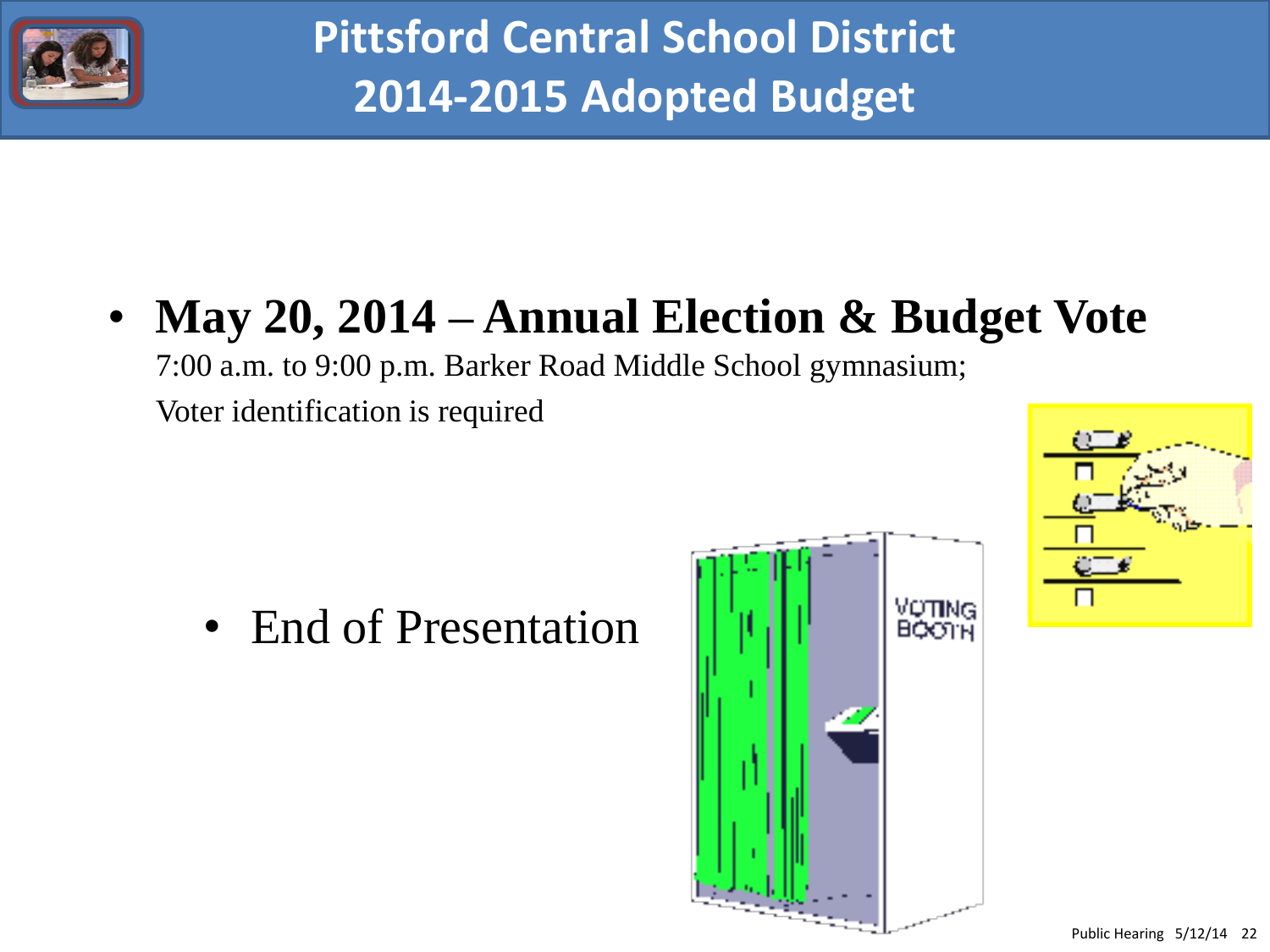# Pittsford Central School District
## 2014-2015 Adopted Budget

- **May 20, 2014 – Annual Election & Budget Vote**
  7:00 a.m. to 9:00 p.m. Barker Road Middle School gymnasium;
  Voter identification is required

- End of Presentation